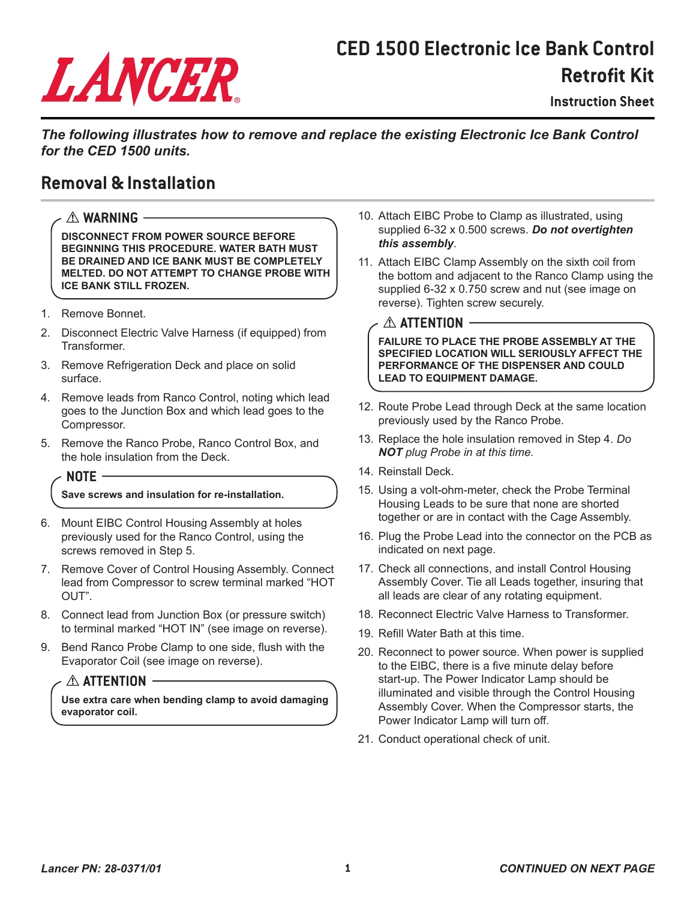# CED 1500 Electronic Ice Bank Control Retrofit Kit

### Instruction Sheet

***The following illustrates how to remove and replace the existing Electronic Ice Bank Control for the CED 1500 units.***

## Removal & Installation

> ⚠ **WARNING**
>
> **DISCONNECT FROM POWER SOURCE BEFORE BEGINNING THIS PROCEDURE. WATER BATH MUST BE DRAINED AND ICE BANK MUST BE COMPLETELY MELTED. DO NOT ATTEMPT TO CHANGE PROBE WITH ICE BANK STILL FROZEN.**

1. Remove Bonnet.
2. Disconnect Electric Valve Harness (if equipped) from Transformer.
3. Remove Refrigeration Deck and place on solid surface.
4. Remove leads from Ranco Control, noting which lead goes to the Junction Box and which lead goes to the Compressor.
5. Remove the Ranco Probe, Ranco Control Box, and the hole insulation from the Deck.

> **NOTE**
>
> **Save screws and insulation for re-installation.**

6. Mount EIBC Control Housing Assembly at holes previously used for the Ranco Control, using the screws removed in Step 5.
7. Remove Cover of Control Housing Assembly. Connect lead from Compressor to screw terminal marked "HOT OUT".
8. Connect lead from Junction Box (or pressure switch) to terminal marked "HOT IN" (see image on reverse).
9. Bend Ranco Probe Clamp to one side, flush with the Evaporator Coil (see image on reverse).

> ⚠ **ATTENTION**
>
> **Use extra care when bending clamp to avoid damaging evaporator coil.**

10. Attach EIBC Probe to Clamp as illustrated, using supplied 6-32 x 0.500 screws. ***Do not overtighten this assembly***.
11. Attach EIBC Clamp Assembly on the sixth coil from the bottom and adjacent to the Ranco Clamp using the supplied 6-32 x 0.750 screw and nut (see image on reverse). Tighten screw securely.

> ⚠ **ATTENTION**
>
> **FAILURE TO PLACE THE PROBE ASSEMBLY AT THE SPECIFIED LOCATION WILL SERIOUSLY AFFECT THE PERFORMANCE OF THE DISPENSER AND COULD LEAD TO EQUIPMENT DAMAGE.**

12. Route Probe Lead through Deck at the same location previously used by the Ranco Probe.
13. Replace the hole insulation removed in Step 4. *Do **NOT** plug Probe in at this time.*
14. Reinstall Deck.
15. Using a volt-ohm-meter, check the Probe Terminal Housing Leads to be sure that none are shorted together or are in contact with the Cage Assembly.
16. Plug the Probe Lead into the connector on the PCB as indicated on next page.
17. Check all connections, and install Control Housing Assembly Cover. Tie all Leads together, insuring that all leads are clear of any rotating equipment.
18. Reconnect Electric Valve Harness to Transformer.
19. Refill Water Bath at this time.
20. Reconnect to power source. When power is supplied to the EIBC, there is a five minute delay before start-up. The Power Indicator Lamp should be illuminated and visible through the Control Housing Assembly Cover. When the Compressor starts, the Power Indicator Lamp will turn off.
21. Conduct operational check of unit.

***Lancer PN: 28-0371/01***

***CONTINUED ON NEXT PAGE***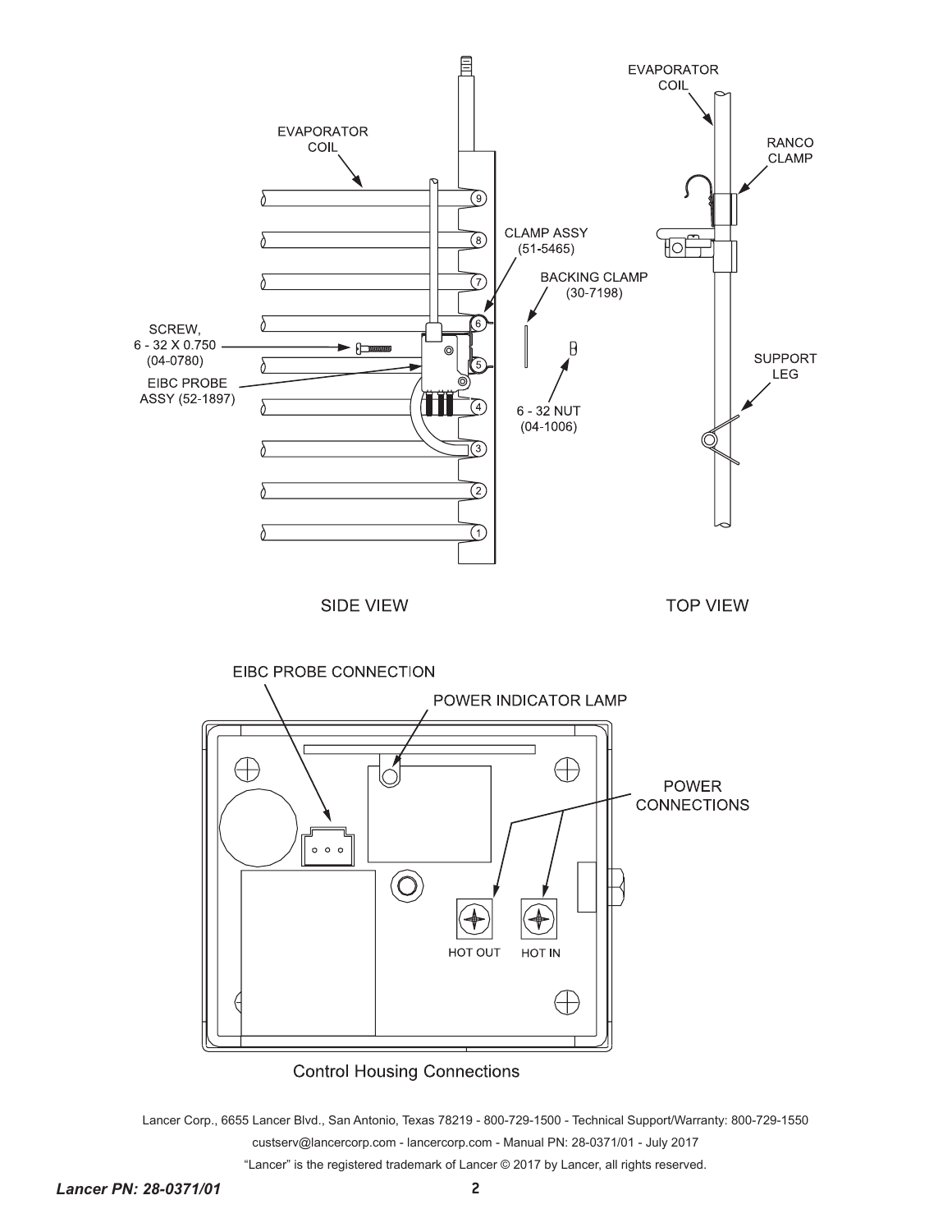EVAPORATOR COIL

CLAMP ASSY (51-5465)

BACKING CLAMP (30-7198)

SCREW, 6 - 32 X 0.750 (04-0780)

EIBC PROBE ASSY (52-1897)

6 - 32 NUT (04-1006)

9
8
7
6
5
4
3
2
1

SIDE VIEW

EVAPORATOR COIL

RANCO CLAMP

SUPPORT LEG

TOP VIEW

EIBC PROBE CONNECTION

POWER INDICATOR LAMP

POWER CONNECTIONS

HOT OUT

HOT IN

Control Housing Connections

Lancer Corp., 6655 Lancer Blvd., San Antonio, Texas 78219 - 800-729-1500 - Technical Support/Warranty: 800-729-1550

custserv@lancercorp.com - lancercorp.com - Manual PN: 28-0371/01 - July 2017

"Lancer" is the registered trademark of Lancer © 2017 by Lancer, all rights reserved.